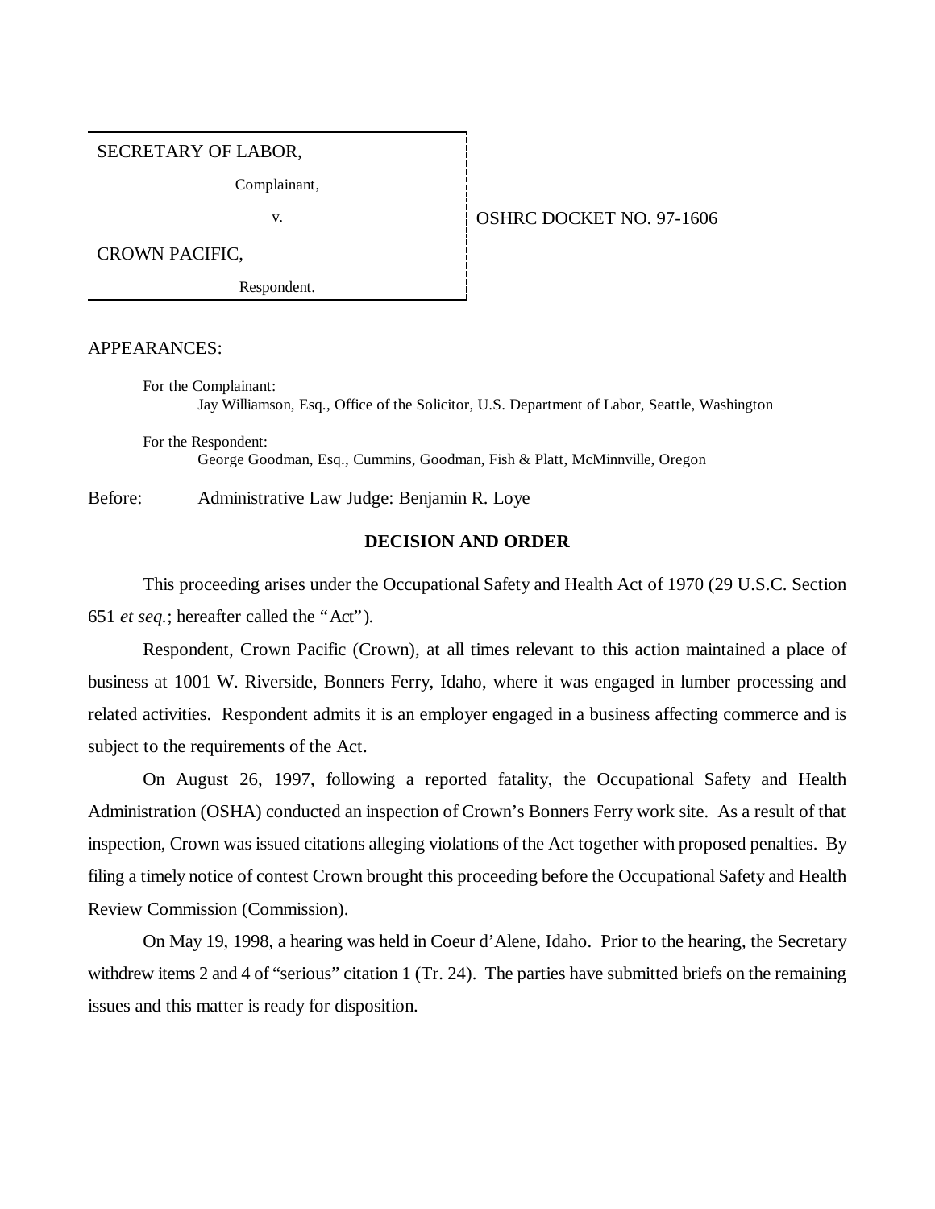SECRETARY OF LABOR,

Complainant,

v.

CROWN PACIFIC,

Respondent.

OSHRC DOCKET NO. 97-1606

APPEARANCES:

For the Complainant:
Jay Williamson, Esq., Office of the Solicitor, U.S. Department of Labor, Seattle, Washington

For the Respondent:
George Goodman, Esq., Cummins, Goodman, Fish & Platt, McMinnville, Oregon

Before: Administrative Law Judge: Benjamin R. Loye

**DECISION AND ORDER**

This proceeding arises under the Occupational Safety and Health Act of 1970 (29 U.S.C. Section 651 *et seq.*; hereafter called the "Act").

Respondent, Crown Pacific (Crown), at all times relevant to this action maintained a place of business at 1001 W. Riverside, Bonners Ferry, Idaho, where it was engaged in lumber processing and related activities. Respondent admits it is an employer engaged in a business affecting commerce and is subject to the requirements of the Act.

On August 26, 1997, following a reported fatality, the Occupational Safety and Health Administration (OSHA) conducted an inspection of Crown's Bonners Ferry work site. As a result of that inspection, Crown was issued citations alleging violations of the Act together with proposed penalties. By filing a timely notice of contest Crown brought this proceeding before the Occupational Safety and Health Review Commission (Commission).

On May 19, 1998, a hearing was held in Coeur d'Alene, Idaho. Prior to the hearing, the Secretary withdrew items 2 and 4 of "serious" citation 1 (Tr. 24). The parties have submitted briefs on the remaining issues and this matter is ready for disposition.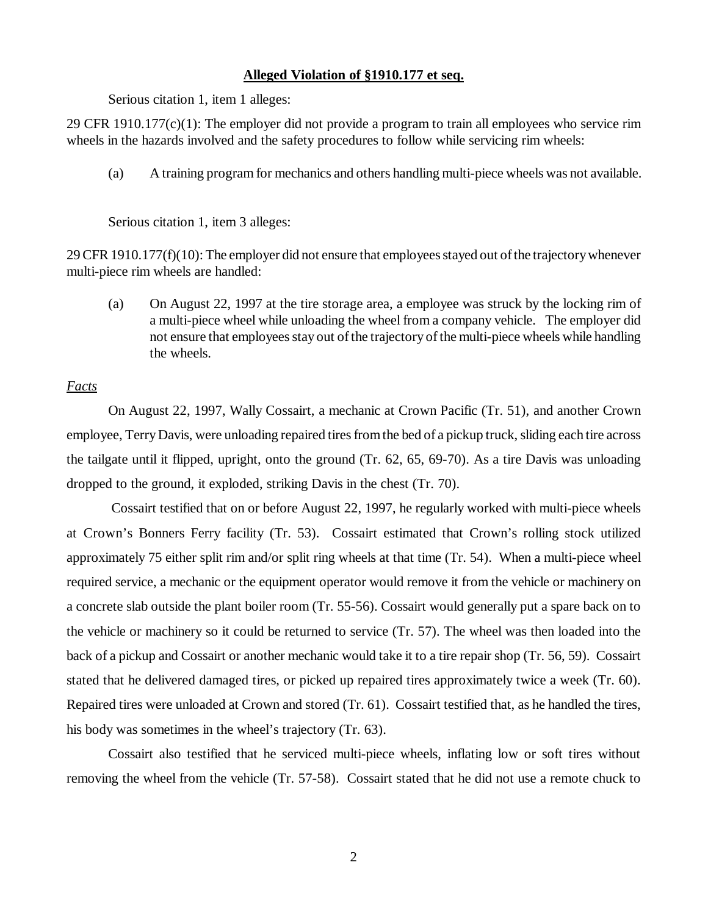**Alleged Violation of §1910.177 et seq.**

Serious citation 1, item 1 alleges:

29 CFR 1910.177(c)(1): The employer did not provide a program to train all employees who service rim wheels in the hazards involved and the safety procedures to follow while servicing rim wheels:

(a) A training program for mechanics and others handling multi-piece wheels was not available.

Serious citation 1, item 3 alleges:

29 CFR 1910.177(f)(10): The employer did not ensure that employees stayed out of the trajectory whenever multi-piece rim wheels are handled:

(a) On August 22, 1997 at the tire storage area, a employee was struck by the locking rim of a multi-piece wheel while unloading the wheel from a company vehicle. The employer did not ensure that employees stay out of the trajectory of the multi-piece wheels while handling the wheels.

*Facts*

On August 22, 1997, Wally Cossairt, a mechanic at Crown Pacific (Tr. 51), and another Crown employee, Terry Davis, were unloading repaired tires from the bed of a pickup truck, sliding each tire across the tailgate until it flipped, upright, onto the ground (Tr. 62, 65, 69-70). As a tire Davis was unloading dropped to the ground, it exploded, striking Davis in the chest (Tr. 70).

Cossairt testified that on or before August 22, 1997, he regularly worked with multi-piece wheels at Crown's Bonners Ferry facility (Tr. 53). Cossairt estimated that Crown's rolling stock utilized approximately 75 either split rim and/or split ring wheels at that time (Tr. 54). When a multi-piece wheel required service, a mechanic or the equipment operator would remove it from the vehicle or machinery on a concrete slab outside the plant boiler room (Tr. 55-56). Cossairt would generally put a spare back on to the vehicle or machinery so it could be returned to service (Tr. 57). The wheel was then loaded into the back of a pickup and Cossairt or another mechanic would take it to a tire repair shop (Tr. 56, 59). Cossairt stated that he delivered damaged tires, or picked up repaired tires approximately twice a week (Tr. 60). Repaired tires were unloaded at Crown and stored (Tr. 61). Cossairt testified that, as he handled the tires, his body was sometimes in the wheel's trajectory (Tr. 63).

Cossairt also testified that he serviced multi-piece wheels, inflating low or soft tires without removing the wheel from the vehicle (Tr. 57-58). Cossairt stated that he did not use a remote chuck to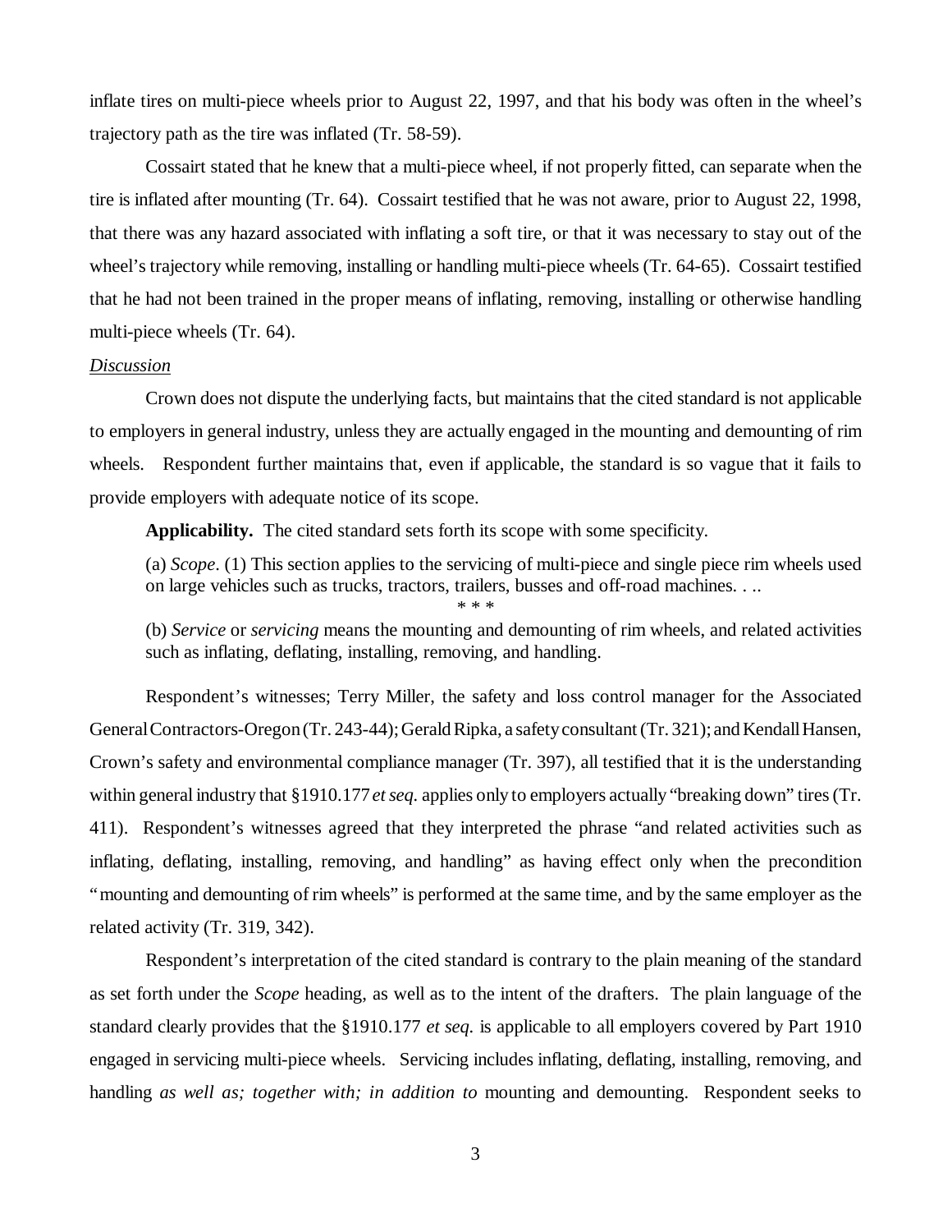inflate tires on multi-piece wheels prior to August 22, 1997, and that his body was often in the wheel's trajectory path as the tire was inflated (Tr. 58-59).

Cossairt stated that he knew that a multi-piece wheel, if not properly fitted, can separate when the tire is inflated after mounting (Tr. 64). Cossairt testified that he was not aware, prior to August 22, 1998, that there was any hazard associated with inflating a soft tire, or that it was necessary to stay out of the wheel's trajectory while removing, installing or handling multi-piece wheels (Tr. 64-65). Cossairt testified that he had not been trained in the proper means of inflating, removing, installing or otherwise handling multi-piece wheels (Tr. 64).

*Discussion*

Crown does not dispute the underlying facts, but maintains that the cited standard is not applicable to employers in general industry, unless they are actually engaged in the mounting and demounting of rim wheels. Respondent further maintains that, even if applicable, the standard is so vague that it fails to provide employers with adequate notice of its scope.

**Applicability.** The cited standard sets forth its scope with some specificity.

> (a) *Scope*. (1) This section applies to the servicing of multi-piece and single piece rim wheels used on large vehicles such as trucks, tractors, trailers, busses and off-road machines. . ..
>
> \* \* \*
>
> (b) *Service* or *servicing* means the mounting and demounting of rim wheels, and related activities such as inflating, deflating, installing, removing, and handling.

Respondent's witnesses; Terry Miller, the safety and loss control manager for the Associated General Contractors-Oregon (Tr. 243-44); Gerald Ripka, a safety consultant (Tr. 321); and Kendall Hansen, Crown's safety and environmental compliance manager (Tr. 397), all testified that it is the understanding within general industry that §1910.177 *et seq.* applies only to employers actually "breaking down" tires (Tr. 411). Respondent's witnesses agreed that they interpreted the phrase "and related activities such as inflating, deflating, installing, removing, and handling" as having effect only when the precondition "mounting and demounting of rim wheels" is performed at the same time, and by the same employer as the related activity (Tr. 319, 342).

Respondent's interpretation of the cited standard is contrary to the plain meaning of the standard as set forth under the *Scope* heading, as well as to the intent of the drafters. The plain language of the standard clearly provides that the §1910.177 *et seq.* is applicable to all employers covered by Part 1910 engaged in servicing multi-piece wheels. Servicing includes inflating, deflating, installing, removing, and handling *as well as; together with; in addition to* mounting and demounting. Respondent seeks to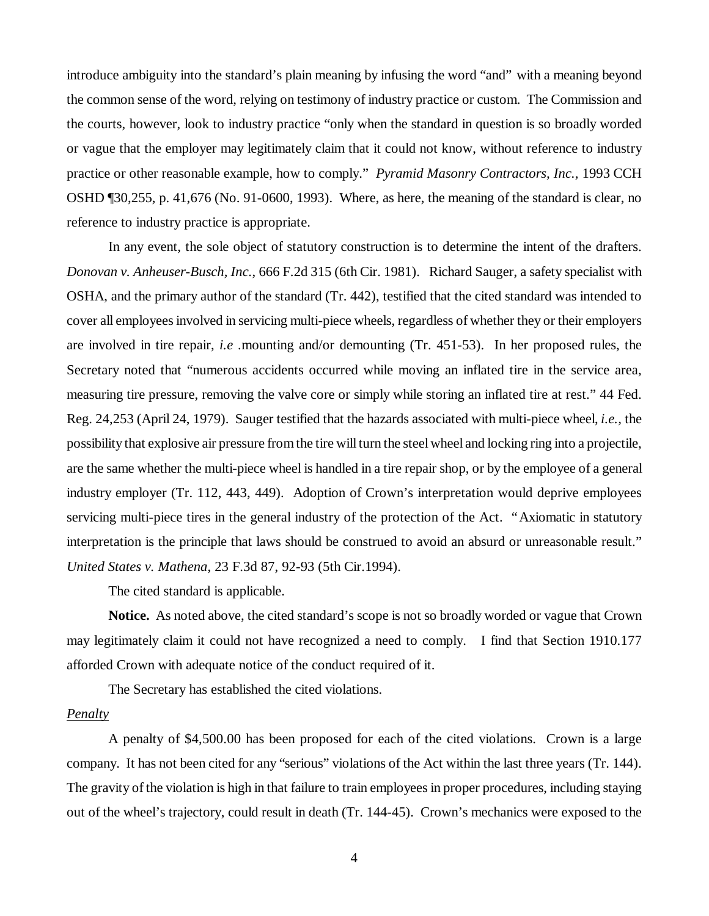introduce ambiguity into the standard's plain meaning by infusing the word "and" with a meaning beyond the common sense of the word, relying on testimony of industry practice or custom. The Commission and the courts, however, look to industry practice "only when the standard in question is so broadly worded or vague that the employer may legitimately claim that it could not know, without reference to industry practice or other reasonable example, how to comply." *Pyramid Masonry Contractors, Inc.*, 1993 CCH OSHD ¶30,255, p. 41,676 (No. 91-0600, 1993). Where, as here, the meaning of the standard is clear, no reference to industry practice is appropriate.

In any event, the sole object of statutory construction is to determine the intent of the drafters. *Donovan v. Anheuser-Busch, Inc.*, 666 F.2d 315 (6th Cir. 1981). Richard Sauger, a safety specialist with OSHA, and the primary author of the standard (Tr. 442), testified that the cited standard was intended to cover all employees involved in servicing multi-piece wheels, regardless of whether they or their employers are involved in tire repair, *i.e* .mounting and/or demounting (Tr. 451-53). In her proposed rules, the Secretary noted that "numerous accidents occurred while moving an inflated tire in the service area, measuring tire pressure, removing the valve core or simply while storing an inflated tire at rest." 44 Fed. Reg. 24,253 (April 24, 1979). Sauger testified that the hazards associated with multi-piece wheel, *i.e.*, the possibility that explosive air pressure from the tire will turn the steel wheel and locking ring into a projectile, are the same whether the multi-piece wheel is handled in a tire repair shop, or by the employee of a general industry employer (Tr. 112, 443, 449). Adoption of Crown's interpretation would deprive employees servicing multi-piece tires in the general industry of the protection of the Act. "Axiomatic in statutory interpretation is the principle that laws should be construed to avoid an absurd or unreasonable result." *United States v. Mathena*, 23 F.3d 87, 92-93 (5th Cir.1994).

The cited standard is applicable.

**Notice.** As noted above, the cited standard's scope is not so broadly worded or vague that Crown may legitimately claim it could not have recognized a need to comply. I find that Section 1910.177 afforded Crown with adequate notice of the conduct required of it.

The Secretary has established the cited violations.

*Penalty*

A penalty of $4,500.00 has been proposed for each of the cited violations. Crown is a large company. It has not been cited for any "serious" violations of the Act within the last three years (Tr. 144). The gravity of the violation is high in that failure to train employees in proper procedures, including staying out of the wheel's trajectory, could result in death (Tr. 144-45). Crown's mechanics were exposed to the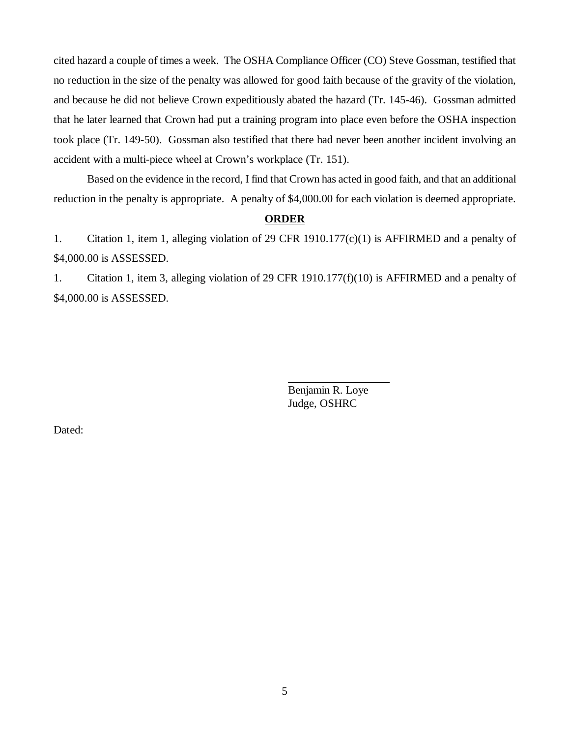cited hazard a couple of times a week. The OSHA Compliance Officer (CO) Steve Gossman, testified that no reduction in the size of the penalty was allowed for good faith because of the gravity of the violation, and because he did not believe Crown expeditiously abated the hazard (Tr. 145-46). Gossman admitted that he later learned that Crown had put a training program into place even before the OSHA inspection took place (Tr. 149-50). Gossman also testified that there had never been another incident involving an accident with a multi-piece wheel at Crown's workplace (Tr. 151).

Based on the evidence in the record, I find that Crown has acted in good faith, and that an additional reduction in the penalty is appropriate. A penalty of $4,000.00 for each violation is deemed appropriate.

**ORDER**

1. Citation 1, item 1, alleging violation of 29 CFR 1910.177(c)(1) is AFFIRMED and a penalty of $4,000.00 is ASSESSED.

1. Citation 1, item 3, alleging violation of 29 CFR 1910.177(f)(10) is AFFIRMED and a penalty of $4,000.00 is ASSESSED.

Benjamin R. Loye
Judge, OSHRC

Dated: